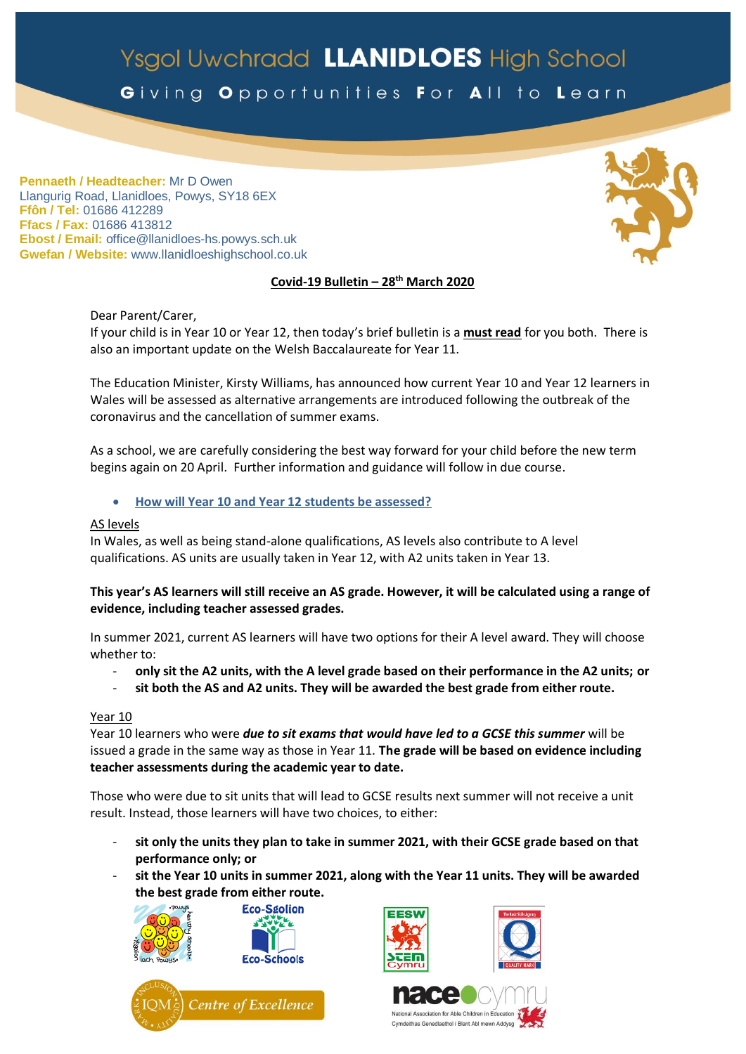# Ysgol Uwchradd **LLANIDLOES** High School

**G**iving **O**pportunities **F**or **A**ll to **L**earn

**Pennaeth / Headteacher:** Mr D Owen
Llangurig Road, Llanidloes, Powys, SY18 6EX
**Ffôn / Tel:** 01686 412289
**Ffacs / Fax:** 01686 413812
**Ebost / Email:** office@llanidloes-hs.powys.sch.uk
**Gwefan / Website:** www.llanidloeshighschool.co.uk

## Covid-19 Bulletin – 28th March 2020

Dear Parent/Carer,
If your child is in Year 10 or Year 12, then today's brief bulletin is a **must read** for you both. There is also an important update on the Welsh Baccalaureate for Year 11.

The Education Minister, Kirsty Williams, has announced how current Year 10 and Year 12 learners in Wales will be assessed as alternative arrangements are introduced following the outbreak of the coronavirus and the cancellation of summer exams.

As a school, we are carefully considering the best way forward for your child before the new term begins again on 20 April. Further information and guidance will follow in due course.

- **How will Year 10 and Year 12 students be assessed?**

AS levels
In Wales, as well as being stand-alone qualifications, AS levels also contribute to A level qualifications. AS units are usually taken in Year 12, with A2 units taken in Year 13.

**This year's AS learners will still receive an AS grade. However, it will be calculated using a range of evidence, including teacher assessed grades.**

In summer 2021, current AS learners will have two options for their A level award. They will choose whether to:

- **only sit the A2 units, with the A level grade based on their performance in the A2 units; or**
- **sit both the AS and A2 units. They will be awarded the best grade from either route.**

Year 10
Year 10 learners who were ***due to sit exams that would have led to a GCSE this summer*** will be issued a grade in the same way as those in Year 11. **The grade will be based on evidence including teacher assessments during the academic year to date.**

Those who were due to sit units that will lead to GCSE results next summer will not receive a unit result. Instead, those learners will have two choices, to either:

- **sit only the units they plan to take in summer 2021, with their GCSE grade based on that performance only; or**
- **sit the Year 10 units in summer 2021, along with the Year 11 units. They will be awarded the best grade from either route.**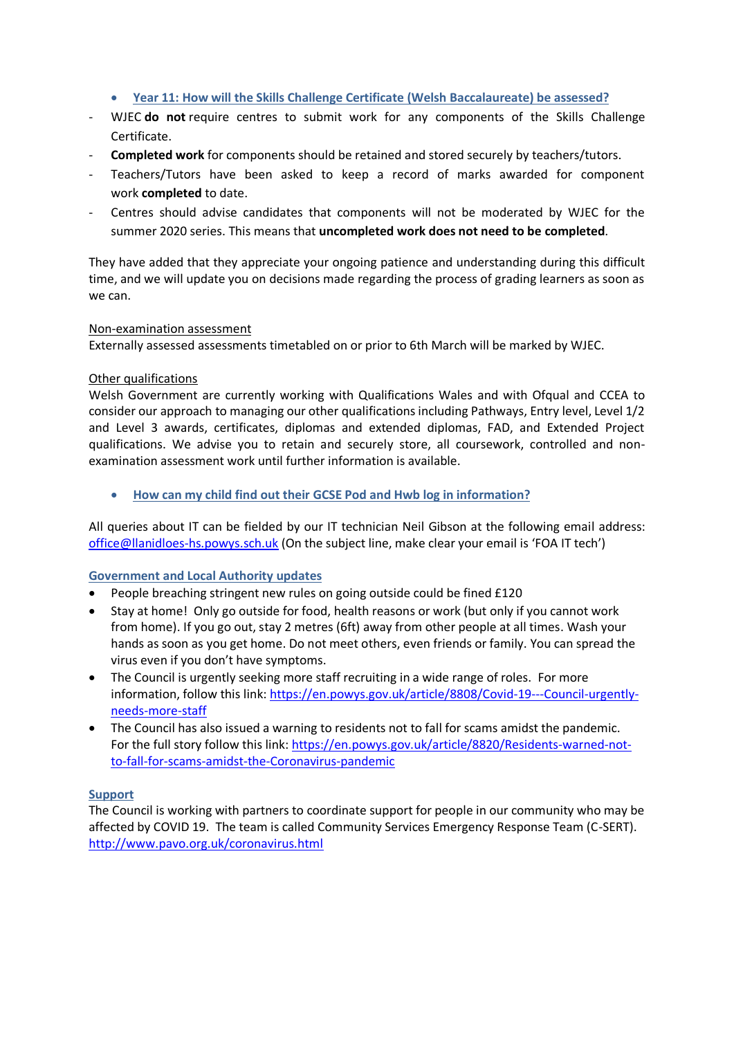- **Year 11: How will the Skills Challenge Certificate (Welsh Baccalaureate) be assessed?**

- WJEC **do not** require centres to submit work for any components of the Skills Challenge Certificate.
- **Completed work** for components should be retained and stored securely by teachers/tutors.
- Teachers/Tutors have been asked to keep a record of marks awarded for component work **completed** to date.
- Centres should advise candidates that components will not be moderated by WJEC for the summer 2020 series. This means that **uncompleted work does not need to be completed**.

They have added that they appreciate your ongoing patience and understanding during this difficult time, and we will update you on decisions made regarding the process of grading learners as soon as we can.

Non-examination assessment

Externally assessed assessments timetabled on or prior to 6th March will be marked by WJEC.

Other qualifications

Welsh Government are currently working with Qualifications Wales and with Ofqual and CCEA to consider our approach to managing our other qualifications including Pathways, Entry level, Level 1/2 and Level 3 awards, certificates, diplomas and extended diplomas, FAD, and Extended Project qualifications. We advise you to retain and securely store, all coursework, controlled and non-examination assessment work until further information is available.

- **How can my child find out their GCSE Pod and Hwb log in information?**

All queries about IT can be fielded by our IT technician Neil Gibson at the following email address: office@llanidloes-hs.powys.sch.uk (On the subject line, make clear your email is 'FOA IT tech')

**Government and Local Authority updates**

- People breaching stringent new rules on going outside could be fined £120
- Stay at home! Only go outside for food, health reasons or work (but only if you cannot work from home). If you go out, stay 2 metres (6ft) away from other people at all times. Wash your hands as soon as you get home. Do not meet others, even friends or family. You can spread the virus even if you don't have symptoms.
- The Council is urgently seeking more staff recruiting in a wide range of roles. For more information, follow this link: https://en.powys.gov.uk/article/8808/Covid-19---Council-urgently-needs-more-staff
- The Council has also issued a warning to residents not to fall for scams amidst the pandemic. For the full story follow this link: https://en.powys.gov.uk/article/8820/Residents-warned-not-to-fall-for-scams-amidst-the-Coronavirus-pandemic

**Support**

The Council is working with partners to coordinate support for people in our community who may be affected by COVID 19. The team is called Community Services Emergency Response Team (C-SERT). http://www.pavo.org.uk/coronavirus.html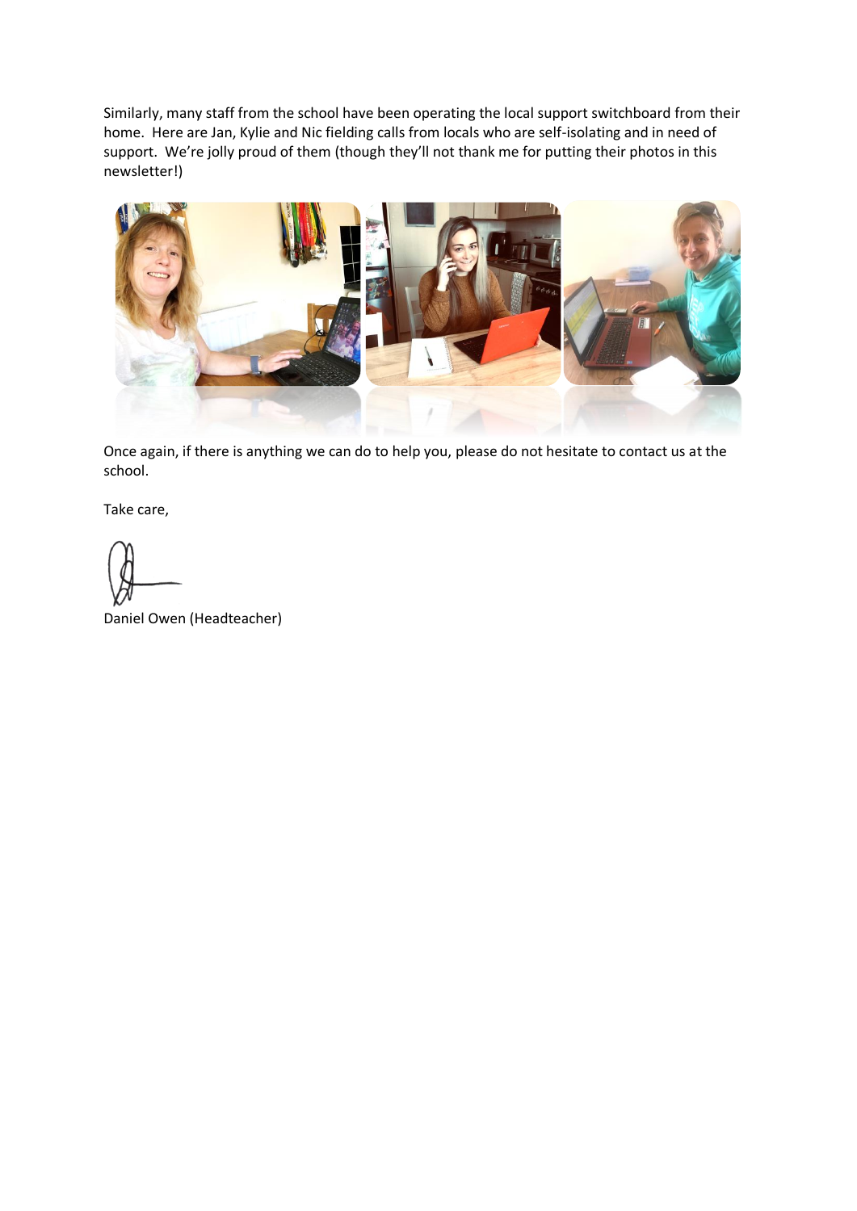Similarly, many staff from the school have been operating the local support switchboard from their home. Here are Jan, Kylie and Nic fielding calls from locals who are self-isolating and in need of support. We're jolly proud of them (though they'll not thank me for putting their photos in this newsletter!)

Once again, if there is anything we can do to help you, please do not hesitate to contact us at the school.

Take care,

Daniel Owen (Headteacher)